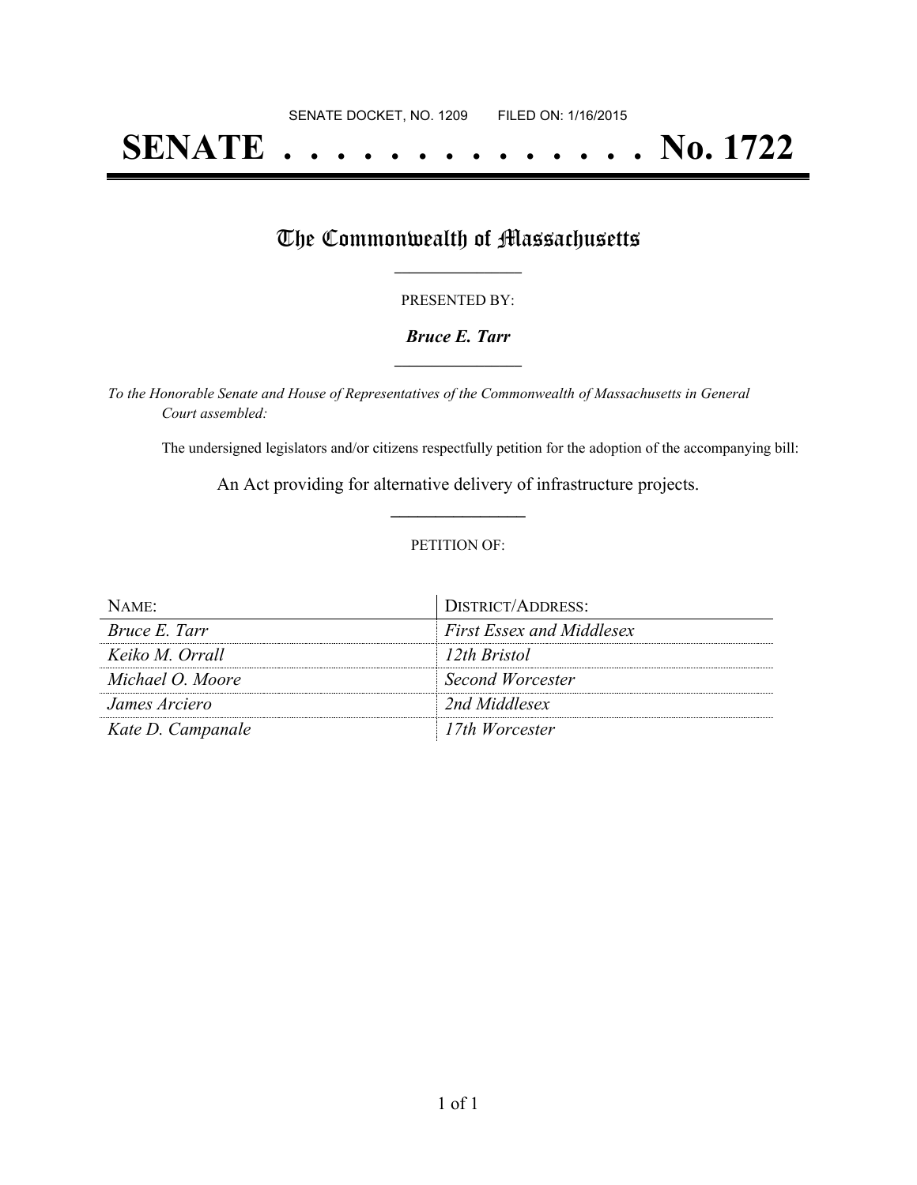SENATE DOCKET, NO. 1209        FILED ON: 1/16/2015

# SENATE . . . . . . . . . . . . . . No. 1722

## The Commonwealth of Massachusetts

PRESENTED BY:

***Bruce E. Tarr***

*To the Honorable Senate and House of Representatives of the Commonwealth of Massachusetts in General Court assembled:*

The undersigned legislators and/or citizens respectfully petition for the adoption of the accompanying bill:

An Act providing for alternative delivery of infrastructure projects.

PETITION OF:

| NAME: | DISTRICT/ADDRESS: |
| --- | --- |
| *Bruce E. Tarr* | *First Essex and Middlesex* |
| *Keiko M. Orrall* | *12th Bristol* |
| *Michael O. Moore* | *Second Worcester* |
| *James Arciero* | *2nd Middlesex* |
| *Kate D. Campanale* | *17th Worcester* |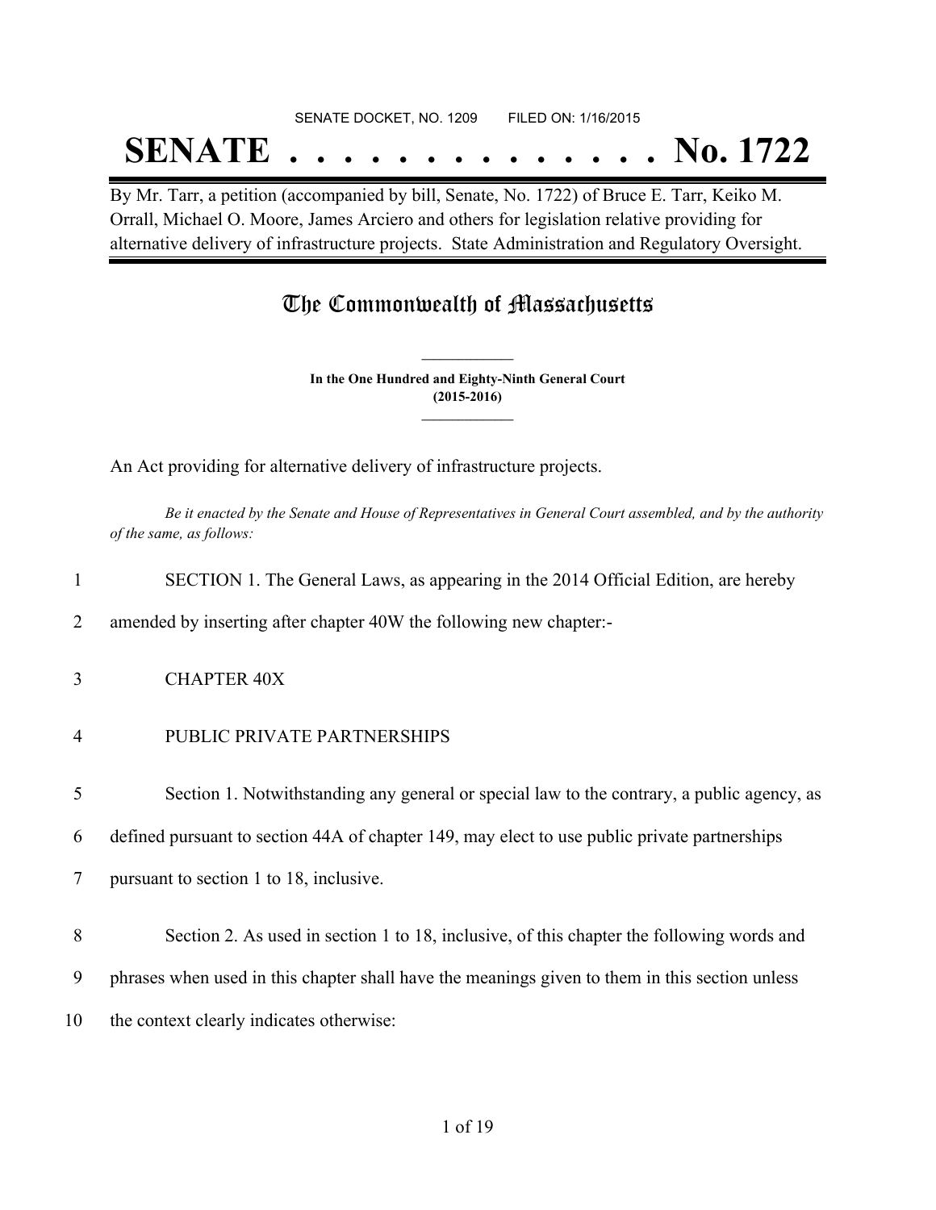SENATE DOCKET, NO. 1209 FILED ON: 1/16/2015

# SENATE . . . . . . . . . . . . . . No. 1722

By Mr. Tarr, a petition (accompanied by bill, Senate, No. 1722) of Bruce E. Tarr, Keiko M. Orrall, Michael O. Moore, James Arciero and others for legislation relative providing for alternative delivery of infrastructure projects. State Administration and Regulatory Oversight.

## The Commonwealth of Massachusetts

**In the One Hundred and Eighty-Ninth General Court (2015-2016)**

An Act providing for alternative delivery of infrastructure projects.

*Be it enacted by the Senate and House of Representatives in General Court assembled, and by the authority of the same, as follows:*

1 SECTION 1. The General Laws, as appearing in the 2014 Official Edition, are hereby
2 amended by inserting after chapter 40W the following new chapter:-

3 CHAPTER 40X

4 PUBLIC PRIVATE PARTNERSHIPS

5 Section 1. Notwithstanding any general or special law to the contrary, a public agency, as
6 defined pursuant to section 44A of chapter 149, may elect to use public private partnerships
7 pursuant to section 1 to 18, inclusive.

8 Section 2. As used in section 1 to 18, inclusive, of this chapter the following words and
9 phrases when used in this chapter shall have the meanings given to them in this section unless
10 the context clearly indicates otherwise: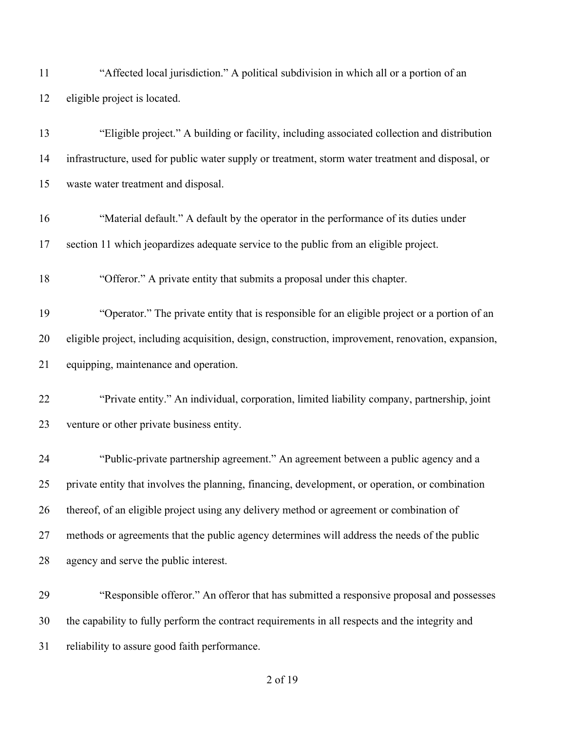"Affected local jurisdiction." A political subdivision in which all or a portion of an eligible project is located.

"Eligible project." A building or facility, including associated collection and distribution infrastructure, used for public water supply or treatment, storm water treatment and disposal, or waste water treatment and disposal.

"Material default." A default by the operator in the performance of its duties under section 11 which jeopardizes adequate service to the public from an eligible project.

"Offeror." A private entity that submits a proposal under this chapter.

"Operator." The private entity that is responsible for an eligible project or a portion of an eligible project, including acquisition, design, construction, improvement, renovation, expansion, equipping, maintenance and operation.

"Private entity." An individual, corporation, limited liability company, partnership, joint venture or other private business entity.

"Public-private partnership agreement." An agreement between a public agency and a private entity that involves the planning, financing, development, or operation, or combination thereof, of an eligible project using any delivery method or agreement or combination of methods or agreements that the public agency determines will address the needs of the public agency and serve the public interest.

"Responsible offeror." An offeror that has submitted a responsive proposal and possesses the capability to fully perform the contract requirements in all respects and the integrity and reliability to assure good faith performance.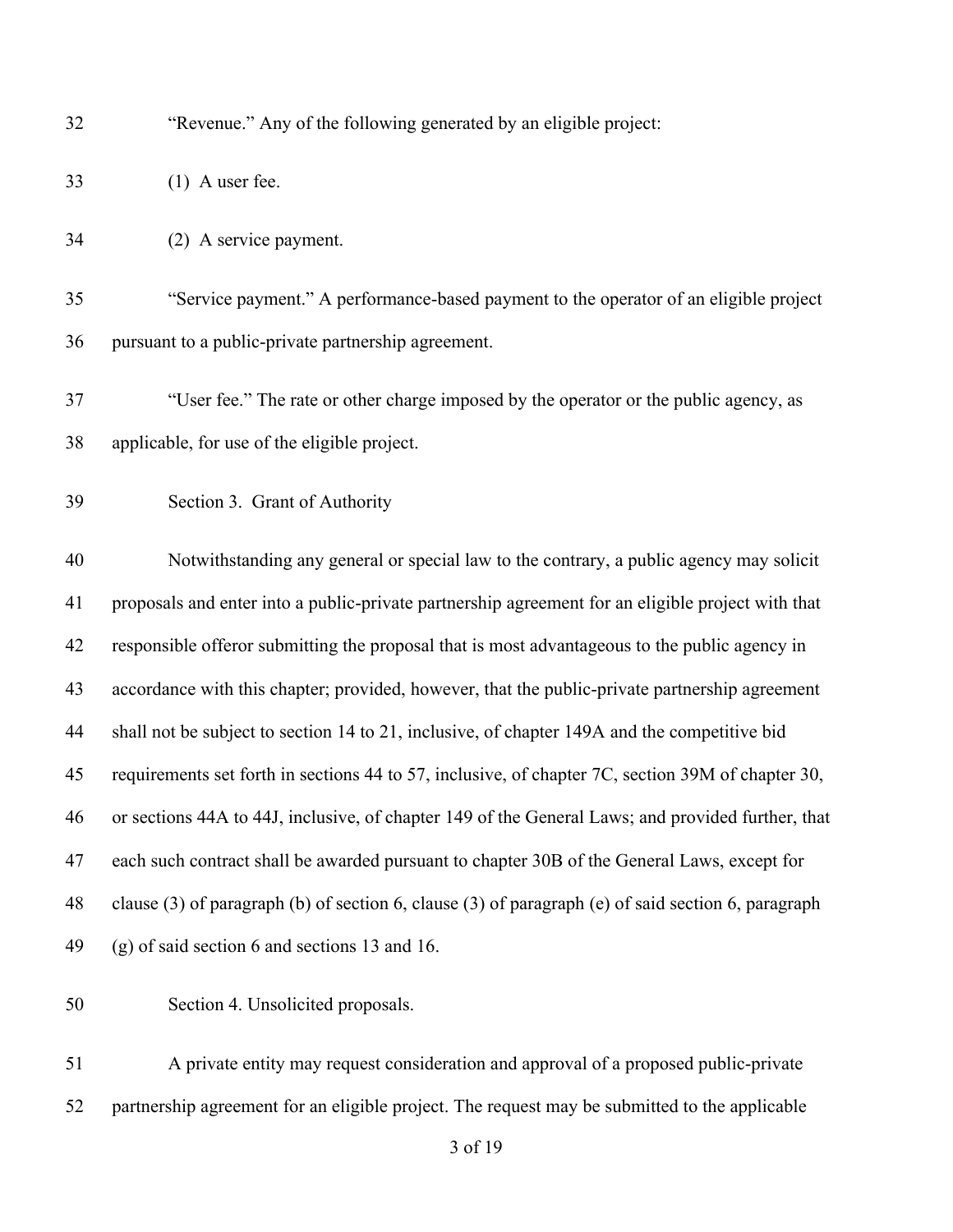"Revenue." Any of the following generated by an eligible project:

(1) A user fee.

(2) A service payment.

"Service payment." A performance-based payment to the operator of an eligible project pursuant to a public-private partnership agreement.

"User fee." The rate or other charge imposed by the operator or the public agency, as applicable, for use of the eligible project.

Section 3. Grant of Authority

Notwithstanding any general or special law to the contrary, a public agency may solicit proposals and enter into a public-private partnership agreement for an eligible project with that responsible offeror submitting the proposal that is most advantageous to the public agency in accordance with this chapter; provided, however, that the public-private partnership agreement shall not be subject to section 14 to 21, inclusive, of chapter 149A and the competitive bid requirements set forth in sections 44 to 57, inclusive, of chapter 7C, section 39M of chapter 30, or sections 44A to 44J, inclusive, of chapter 149 of the General Laws; and provided further, that each such contract shall be awarded pursuant to chapter 30B of the General Laws, except for clause (3) of paragraph (b) of section 6, clause (3) of paragraph (e) of said section 6, paragraph (g) of said section 6 and sections 13 and 16.

Section 4. Unsolicited proposals.

A private entity may request consideration and approval of a proposed public-private partnership agreement for an eligible project. The request may be submitted to the applicable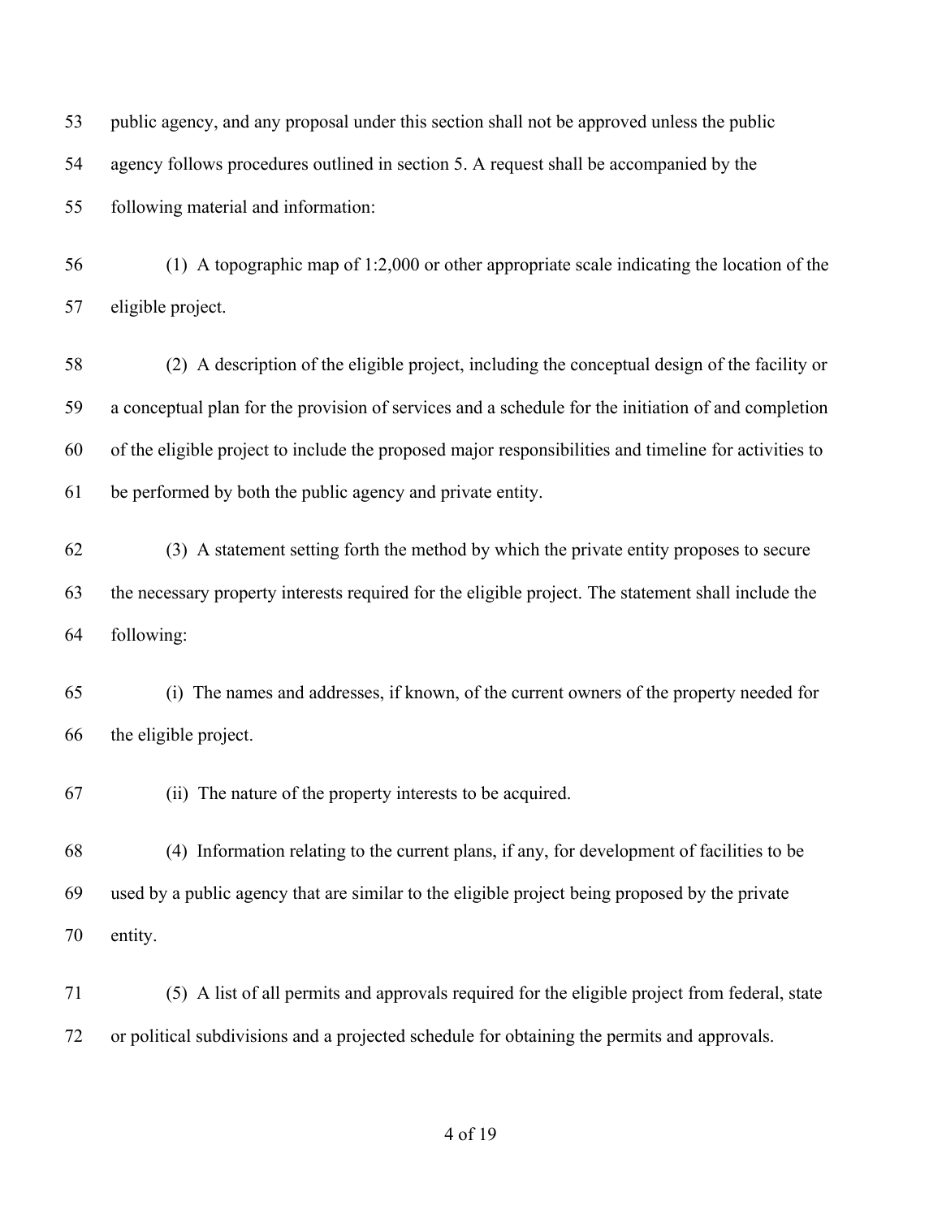public agency, and any proposal under this section shall not be approved unless the public agency follows procedures outlined in section 5. A request shall be accompanied by the following material and information:

(1) A topographic map of 1:2,000 or other appropriate scale indicating the location of the eligible project.

(2) A description of the eligible project, including the conceptual design of the facility or a conceptual plan for the provision of services and a schedule for the initiation of and completion of the eligible project to include the proposed major responsibilities and timeline for activities to be performed by both the public agency and private entity.

(3) A statement setting forth the method by which the private entity proposes to secure the necessary property interests required for the eligible project. The statement shall include the following:

(i) The names and addresses, if known, of the current owners of the property needed for the eligible project.

(ii) The nature of the property interests to be acquired.

(4) Information relating to the current plans, if any, for development of facilities to be used by a public agency that are similar to the eligible project being proposed by the private entity.

(5) A list of all permits and approvals required for the eligible project from federal, state or political subdivisions and a projected schedule for obtaining the permits and approvals.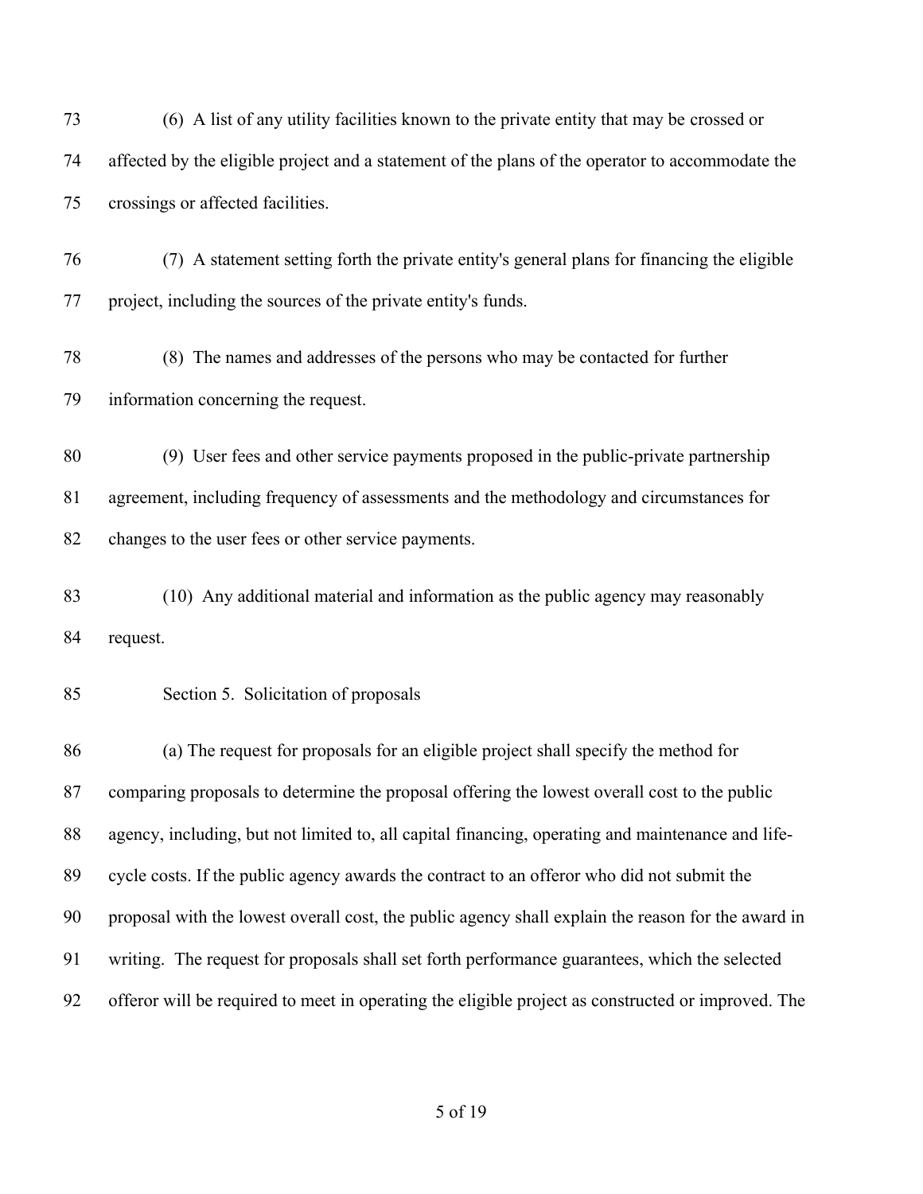(6) A list of any utility facilities known to the private entity that may be crossed or affected by the eligible project and a statement of the plans of the operator to accommodate the crossings or affected facilities.

(7) A statement setting forth the private entity's general plans for financing the eligible project, including the sources of the private entity's funds.

(8) The names and addresses of the persons who may be contacted for further information concerning the request.

(9) User fees and other service payments proposed in the public-private partnership agreement, including frequency of assessments and the methodology and circumstances for changes to the user fees or other service payments.

(10) Any additional material and information as the public agency may reasonably request.

Section 5. Solicitation of proposals

(a) The request for proposals for an eligible project shall specify the method for comparing proposals to determine the proposal offering the lowest overall cost to the public agency, including, but not limited to, all capital financing, operating and maintenance and life-cycle costs. If the public agency awards the contract to an offeror who did not submit the proposal with the lowest overall cost, the public agency shall explain the reason for the award in writing. The request for proposals shall set forth performance guarantees, which the selected offeror will be required to meet in operating the eligible project as constructed or improved. The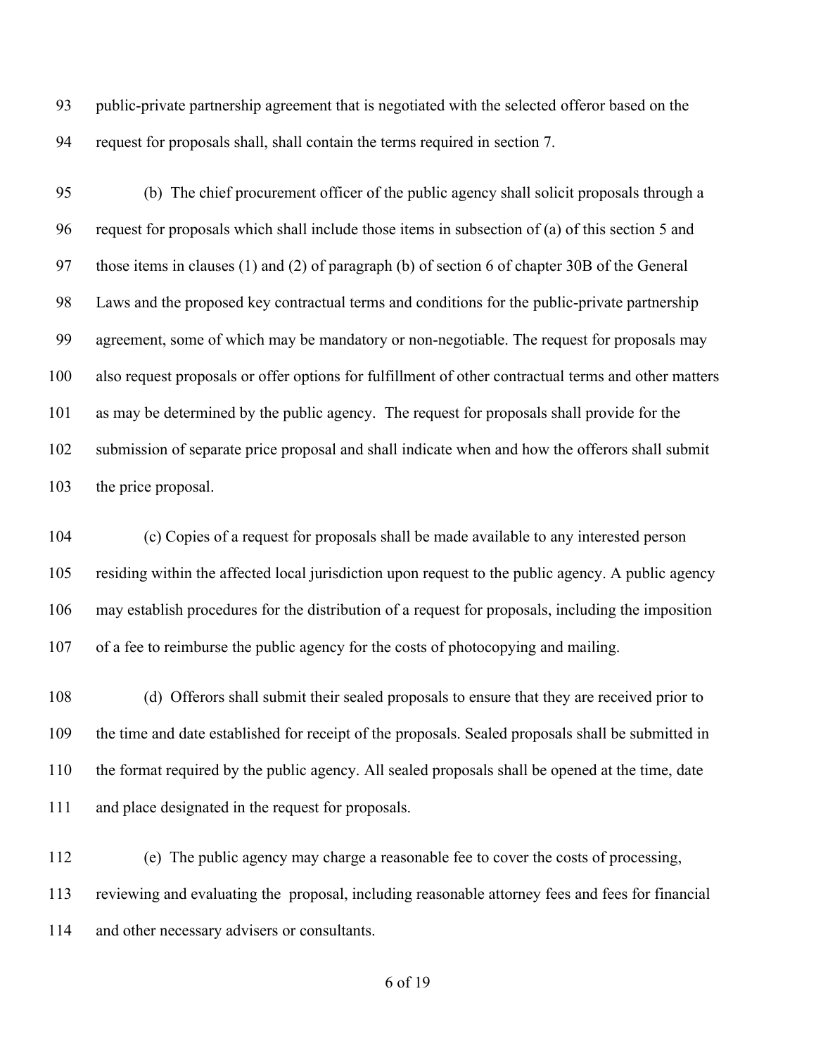public-private partnership agreement that is negotiated with the selected offeror based on the request for proposals shall, shall contain the terms required in section 7.

(b) The chief procurement officer of the public agency shall solicit proposals through a request for proposals which shall include those items in subsection of (a) of this section 5 and those items in clauses (1) and (2) of paragraph (b) of section 6 of chapter 30B of the General Laws and the proposed key contractual terms and conditions for the public-private partnership agreement, some of which may be mandatory or non-negotiable. The request for proposals may also request proposals or offer options for fulfillment of other contractual terms and other matters as may be determined by the public agency. The request for proposals shall provide for the submission of separate price proposal and shall indicate when and how the offerors shall submit the price proposal.

(c) Copies of a request for proposals shall be made available to any interested person residing within the affected local jurisdiction upon request to the public agency. A public agency may establish procedures for the distribution of a request for proposals, including the imposition of a fee to reimburse the public agency for the costs of photocopying and mailing.

(d) Offerors shall submit their sealed proposals to ensure that they are received prior to the time and date established for receipt of the proposals. Sealed proposals shall be submitted in the format required by the public agency. All sealed proposals shall be opened at the time, date and place designated in the request for proposals.

(e) The public agency may charge a reasonable fee to cover the costs of processing, reviewing and evaluating the proposal, including reasonable attorney fees and fees for financial and other necessary advisers or consultants.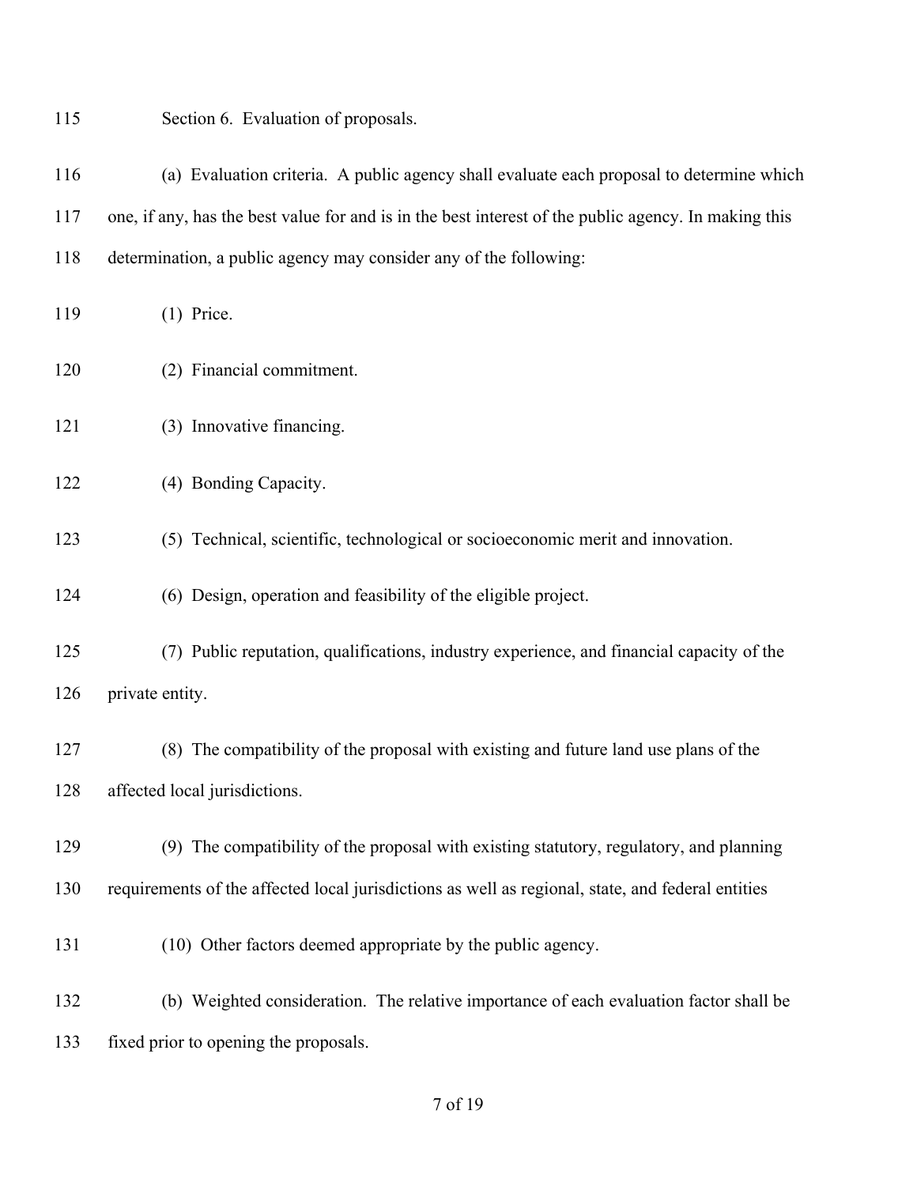Section 6. Evaluation of proposals.

(a) Evaluation criteria. A public agency shall evaluate each proposal to determine which one, if any, has the best value for and is in the best interest of the public agency. In making this determination, a public agency may consider any of the following:

(1) Price.

(2) Financial commitment.

(3) Innovative financing.

(4) Bonding Capacity.

(5) Technical, scientific, technological or socioeconomic merit and innovation.

(6) Design, operation and feasibility of the eligible project.

(7) Public reputation, qualifications, industry experience, and financial capacity of the private entity.

(8) The compatibility of the proposal with existing and future land use plans of the affected local jurisdictions.

(9) The compatibility of the proposal with existing statutory, regulatory, and planning requirements of the affected local jurisdictions as well as regional, state, and federal entities

(10) Other factors deemed appropriate by the public agency.

(b) Weighted consideration. The relative importance of each evaluation factor shall be fixed prior to opening the proposals.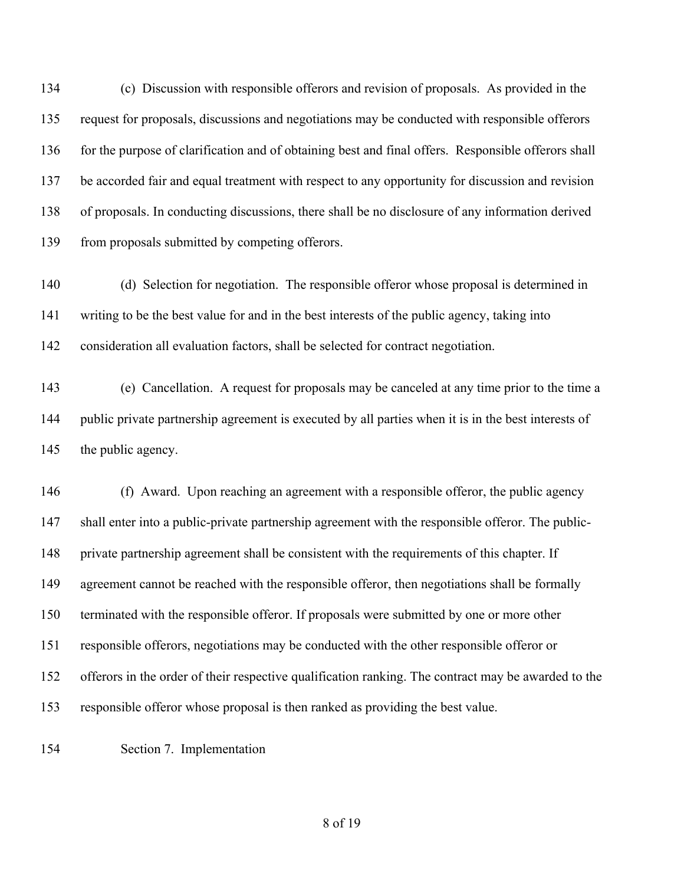(c) Discussion with responsible offerors and revision of proposals. As provided in the request for proposals, discussions and negotiations may be conducted with responsible offerors for the purpose of clarification and of obtaining best and final offers. Responsible offerors shall be accorded fair and equal treatment with respect to any opportunity for discussion and revision of proposals. In conducting discussions, there shall be no disclosure of any information derived from proposals submitted by competing offerors.

(d) Selection for negotiation. The responsible offeror whose proposal is determined in writing to be the best value for and in the best interests of the public agency, taking into consideration all evaluation factors, shall be selected for contract negotiation.

(e) Cancellation. A request for proposals may be canceled at any time prior to the time a public private partnership agreement is executed by all parties when it is in the best interests of the public agency.

(f) Award. Upon reaching an agreement with a responsible offeror, the public agency shall enter into a public-private partnership agreement with the responsible offeror. The public-private partnership agreement shall be consistent with the requirements of this chapter. If agreement cannot be reached with the responsible offeror, then negotiations shall be formally terminated with the responsible offeror. If proposals were submitted by one or more other responsible offerors, negotiations may be conducted with the other responsible offeror or offerors in the order of their respective qualification ranking. The contract may be awarded to the responsible offeror whose proposal is then ranked as providing the best value.

Section 7. Implementation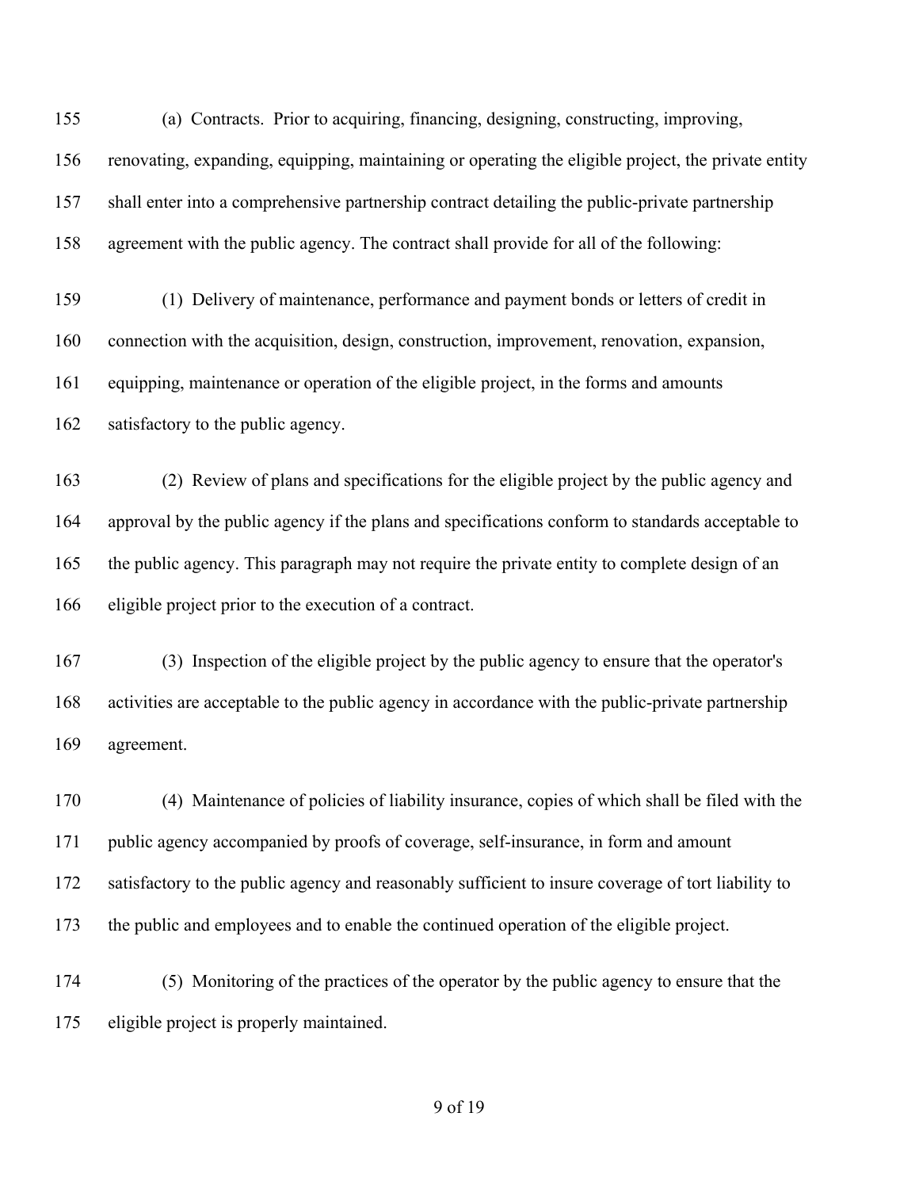(a) Contracts. Prior to acquiring, financing, designing, constructing, improving, renovating, expanding, equipping, maintaining or operating the eligible project, the private entity shall enter into a comprehensive partnership contract detailing the public-private partnership agreement with the public agency. The contract shall provide for all of the following:

(1) Delivery of maintenance, performance and payment bonds or letters of credit in connection with the acquisition, design, construction, improvement, renovation, expansion, equipping, maintenance or operation of the eligible project, in the forms and amounts satisfactory to the public agency.

(2) Review of plans and specifications for the eligible project by the public agency and approval by the public agency if the plans and specifications conform to standards acceptable to the public agency. This paragraph may not require the private entity to complete design of an eligible project prior to the execution of a contract.

(3) Inspection of the eligible project by the public agency to ensure that the operator's activities are acceptable to the public agency in accordance with the public-private partnership agreement.

(4) Maintenance of policies of liability insurance, copies of which shall be filed with the public agency accompanied by proofs of coverage, self-insurance, in form and amount satisfactory to the public agency and reasonably sufficient to insure coverage of tort liability to the public and employees and to enable the continued operation of the eligible project.

(5) Monitoring of the practices of the operator by the public agency to ensure that the eligible project is properly maintained.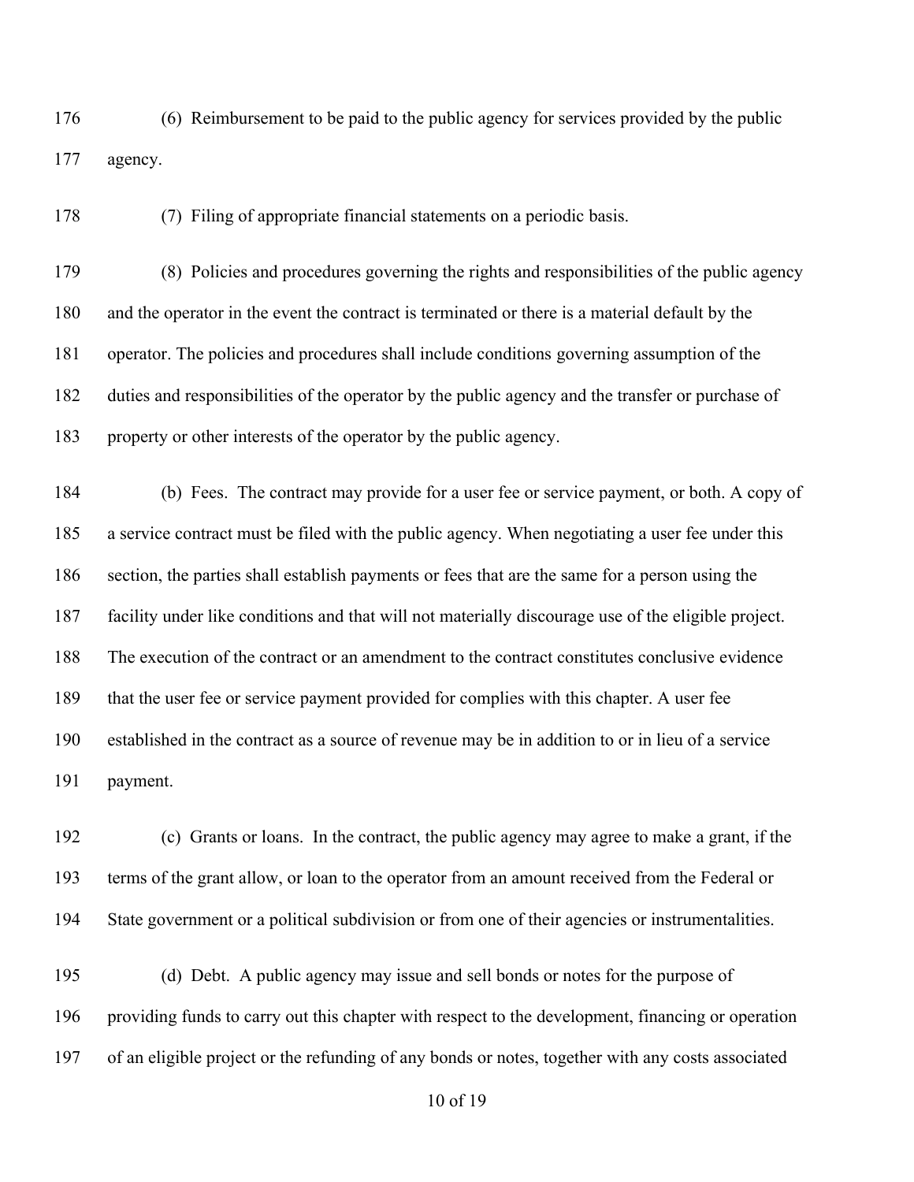(6) Reimbursement to be paid to the public agency for services provided by the public agency.

(7) Filing of appropriate financial statements on a periodic basis.

(8) Policies and procedures governing the rights and responsibilities of the public agency and the operator in the event the contract is terminated or there is a material default by the operator. The policies and procedures shall include conditions governing assumption of the duties and responsibilities of the operator by the public agency and the transfer or purchase of property or other interests of the operator by the public agency.

(b) Fees. The contract may provide for a user fee or service payment, or both. A copy of a service contract must be filed with the public agency. When negotiating a user fee under this section, the parties shall establish payments or fees that are the same for a person using the facility under like conditions and that will not materially discourage use of the eligible project. The execution of the contract or an amendment to the contract constitutes conclusive evidence that the user fee or service payment provided for complies with this chapter. A user fee established in the contract as a source of revenue may be in addition to or in lieu of a service payment.

(c) Grants or loans. In the contract, the public agency may agree to make a grant, if the terms of the grant allow, or loan to the operator from an amount received from the Federal or State government or a political subdivision or from one of their agencies or instrumentalities.

(d) Debt. A public agency may issue and sell bonds or notes for the purpose of providing funds to carry out this chapter with respect to the development, financing or operation of an eligible project or the refunding of any bonds or notes, together with any costs associated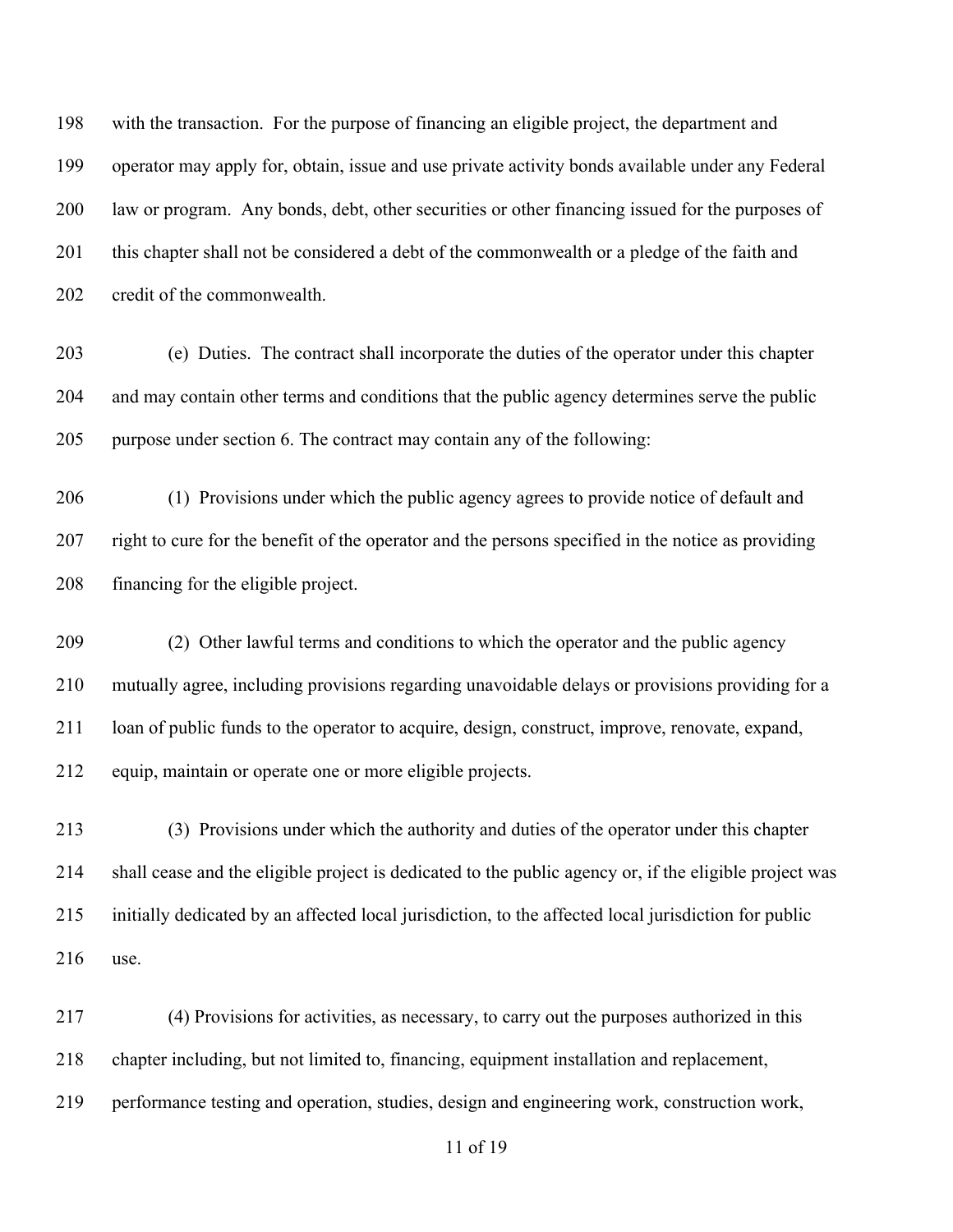with the transaction. For the purpose of financing an eligible project, the department and operator may apply for, obtain, issue and use private activity bonds available under any Federal law or program. Any bonds, debt, other securities or other financing issued for the purposes of this chapter shall not be considered a debt of the commonwealth or a pledge of the faith and credit of the commonwealth.

(e) Duties. The contract shall incorporate the duties of the operator under this chapter and may contain other terms and conditions that the public agency determines serve the public purpose under section 6. The contract may contain any of the following:

(1) Provisions under which the public agency agrees to provide notice of default and right to cure for the benefit of the operator and the persons specified in the notice as providing financing for the eligible project.

(2) Other lawful terms and conditions to which the operator and the public agency mutually agree, including provisions regarding unavoidable delays or provisions providing for a loan of public funds to the operator to acquire, design, construct, improve, renovate, expand, equip, maintain or operate one or more eligible projects.

(3) Provisions under which the authority and duties of the operator under this chapter shall cease and the eligible project is dedicated to the public agency or, if the eligible project was initially dedicated by an affected local jurisdiction, to the affected local jurisdiction for public use.

(4) Provisions for activities, as necessary, to carry out the purposes authorized in this chapter including, but not limited to, financing, equipment installation and replacement, performance testing and operation, studies, design and engineering work, construction work,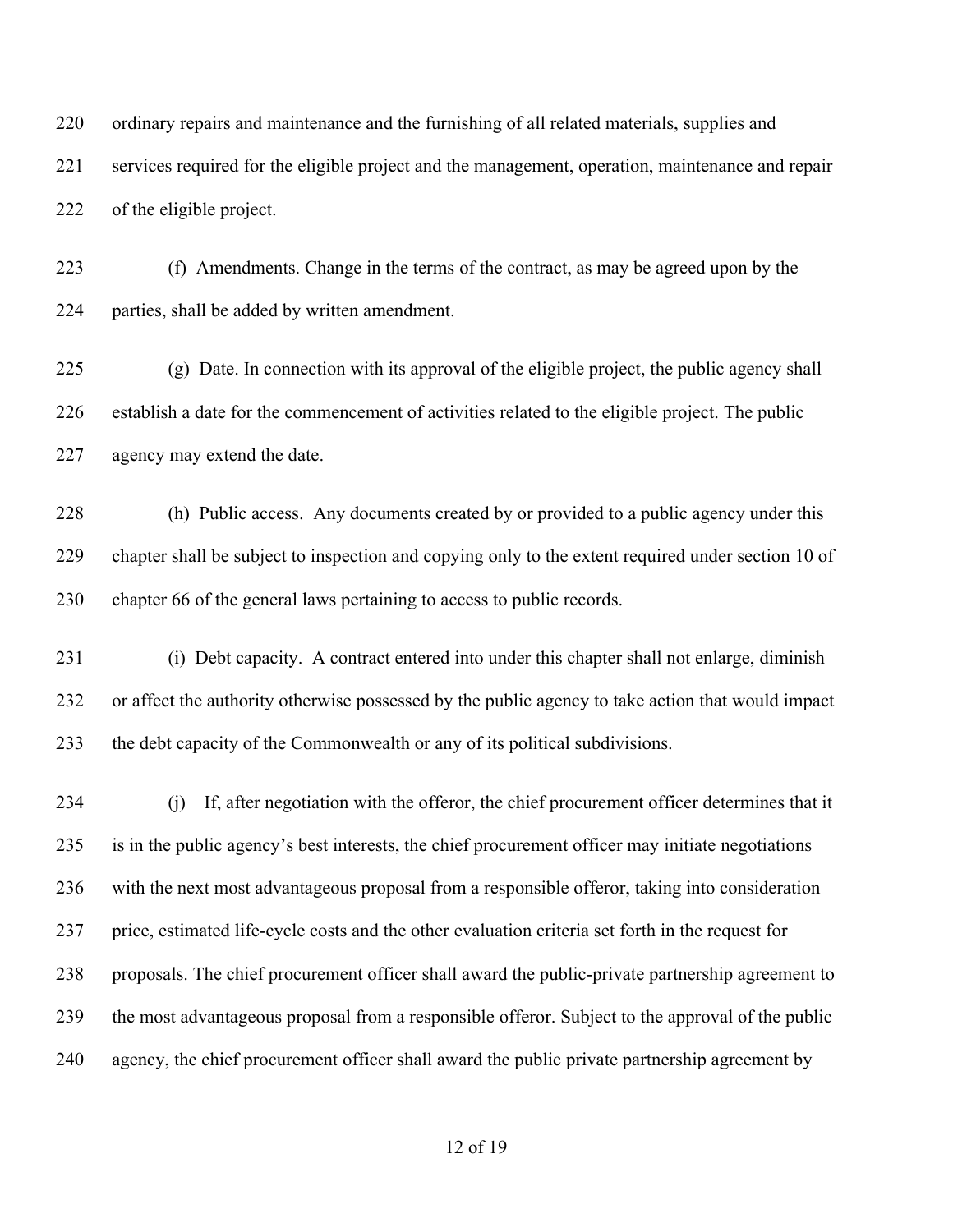ordinary repairs and maintenance and the furnishing of all related materials, supplies and services required for the eligible project and the management, operation, maintenance and repair of the eligible project.

(f) Amendments. Change in the terms of the contract, as may be agreed upon by the parties, shall be added by written amendment.

(g) Date. In connection with its approval of the eligible project, the public agency shall establish a date for the commencement of activities related to the eligible project. The public agency may extend the date.

(h) Public access. Any documents created by or provided to a public agency under this chapter shall be subject to inspection and copying only to the extent required under section 10 of chapter 66 of the general laws pertaining to access to public records.

(i) Debt capacity. A contract entered into under this chapter shall not enlarge, diminish or affect the authority otherwise possessed by the public agency to take action that would impact the debt capacity of the Commonwealth or any of its political subdivisions.

(j) If, after negotiation with the offeror, the chief procurement officer determines that it is in the public agency's best interests, the chief procurement officer may initiate negotiations with the next most advantageous proposal from a responsible offeror, taking into consideration price, estimated life-cycle costs and the other evaluation criteria set forth in the request for proposals. The chief procurement officer shall award the public-private partnership agreement to the most advantageous proposal from a responsible offeror. Subject to the approval of the public agency, the chief procurement officer shall award the public private partnership agreement by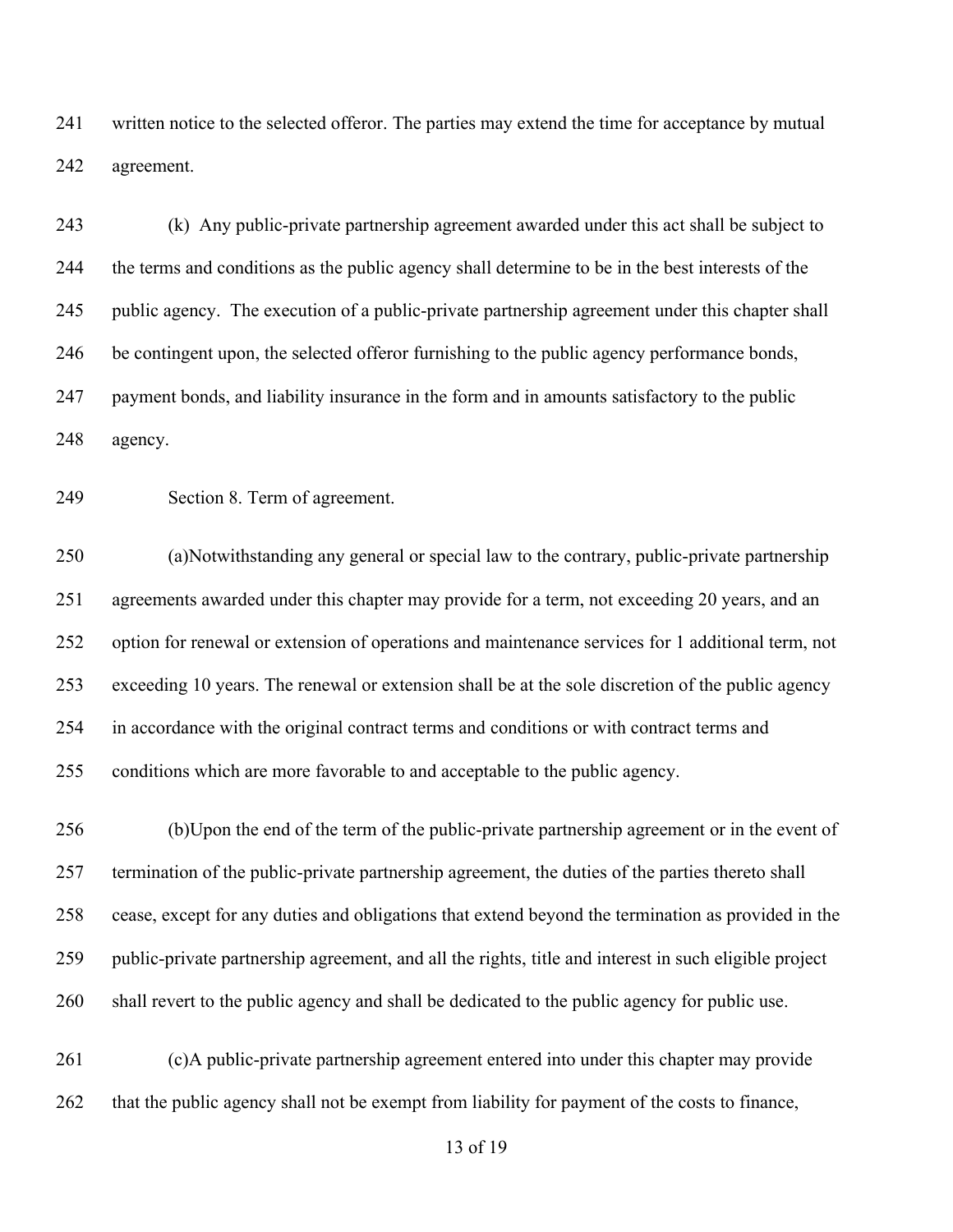written notice to the selected offeror. The parties may extend the time for acceptance by mutual agreement.

(k) Any public-private partnership agreement awarded under this act shall be subject to the terms and conditions as the public agency shall determine to be in the best interests of the public agency. The execution of a public-private partnership agreement under this chapter shall be contingent upon, the selected offeror furnishing to the public agency performance bonds, payment bonds, and liability insurance in the form and in amounts satisfactory to the public agency.

Section 8. Term of agreement.

(a)Notwithstanding any general or special law to the contrary, public-private partnership agreements awarded under this chapter may provide for a term, not exceeding 20 years, and an option for renewal or extension of operations and maintenance services for 1 additional term, not exceeding 10 years. The renewal or extension shall be at the sole discretion of the public agency in accordance with the original contract terms and conditions or with contract terms and conditions which are more favorable to and acceptable to the public agency.

(b)Upon the end of the term of the public-private partnership agreement or in the event of termination of the public-private partnership agreement, the duties of the parties thereto shall cease, except for any duties and obligations that extend beyond the termination as provided in the public-private partnership agreement, and all the rights, title and interest in such eligible project shall revert to the public agency and shall be dedicated to the public agency for public use.

(c)A public-private partnership agreement entered into under this chapter may provide that the public agency shall not be exempt from liability for payment of the costs to finance,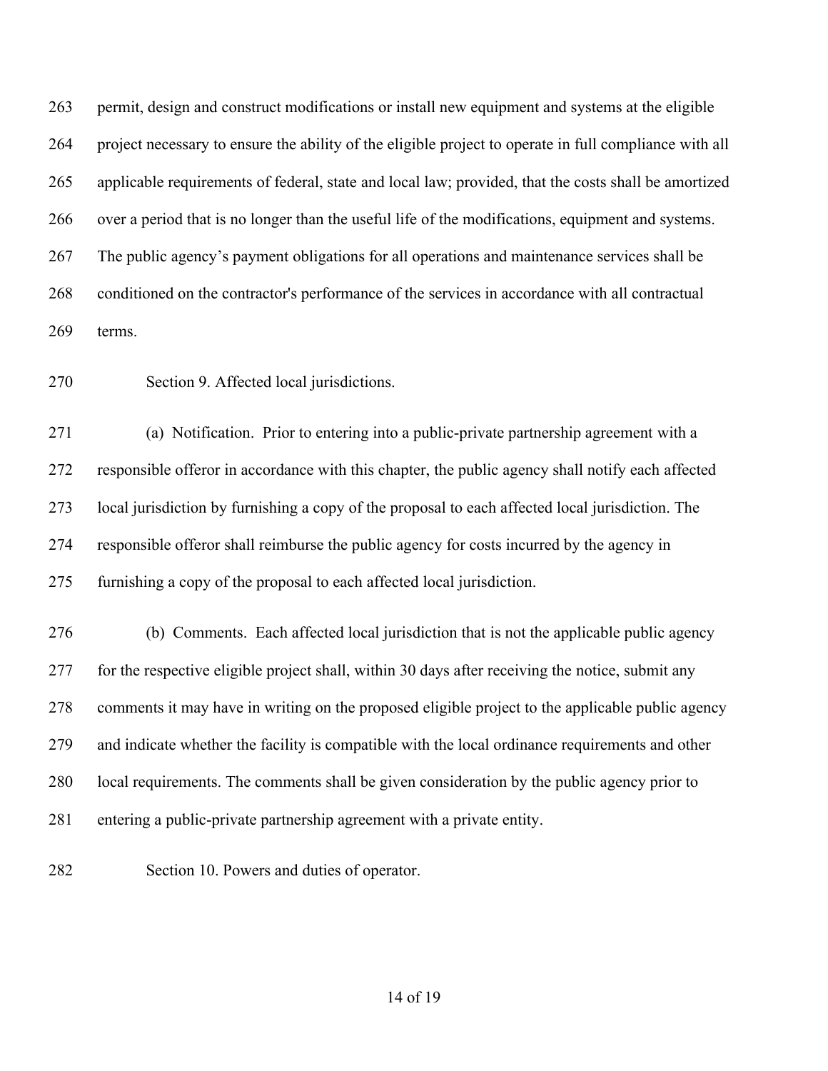permit, design and construct modifications or install new equipment and systems at the eligible project necessary to ensure the ability of the eligible project to operate in full compliance with all applicable requirements of federal, state and local law; provided, that the costs shall be amortized over a period that is no longer than the useful life of the modifications, equipment and systems. The public agency's payment obligations for all operations and maintenance services shall be conditioned on the contractor's performance of the services in accordance with all contractual terms.

Section 9. Affected local jurisdictions.

(a) Notification. Prior to entering into a public-private partnership agreement with a responsible offeror in accordance with this chapter, the public agency shall notify each affected local jurisdiction by furnishing a copy of the proposal to each affected local jurisdiction. The responsible offeror shall reimburse the public agency for costs incurred by the agency in furnishing a copy of the proposal to each affected local jurisdiction.

(b) Comments. Each affected local jurisdiction that is not the applicable public agency for the respective eligible project shall, within 30 days after receiving the notice, submit any comments it may have in writing on the proposed eligible project to the applicable public agency and indicate whether the facility is compatible with the local ordinance requirements and other local requirements. The comments shall be given consideration by the public agency prior to entering a public-private partnership agreement with a private entity.

Section 10. Powers and duties of operator.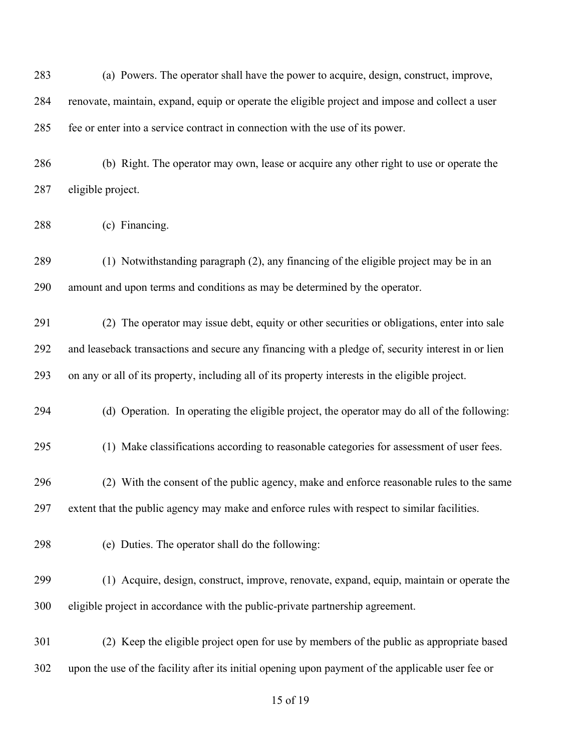(a) Powers. The operator shall have the power to acquire, design, construct, improve, renovate, maintain, expand, equip or operate the eligible project and impose and collect a user fee or enter into a service contract in connection with the use of its power.

(b) Right. The operator may own, lease or acquire any other right to use or operate the eligible project.

(c) Financing.

(1) Notwithstanding paragraph (2), any financing of the eligible project may be in an amount and upon terms and conditions as may be determined by the operator.

(2) The operator may issue debt, equity or other securities or obligations, enter into sale and leaseback transactions and secure any financing with a pledge of, security interest in or lien on any or all of its property, including all of its property interests in the eligible project.

(d) Operation. In operating the eligible project, the operator may do all of the following:

(1) Make classifications according to reasonable categories for assessment of user fees.

(2) With the consent of the public agency, make and enforce reasonable rules to the same extent that the public agency may make and enforce rules with respect to similar facilities.

(e) Duties. The operator shall do the following:

(1) Acquire, design, construct, improve, renovate, expand, equip, maintain or operate the eligible project in accordance with the public-private partnership agreement.

(2) Keep the eligible project open for use by members of the public as appropriate based upon the use of the facility after its initial opening upon payment of the applicable user fee or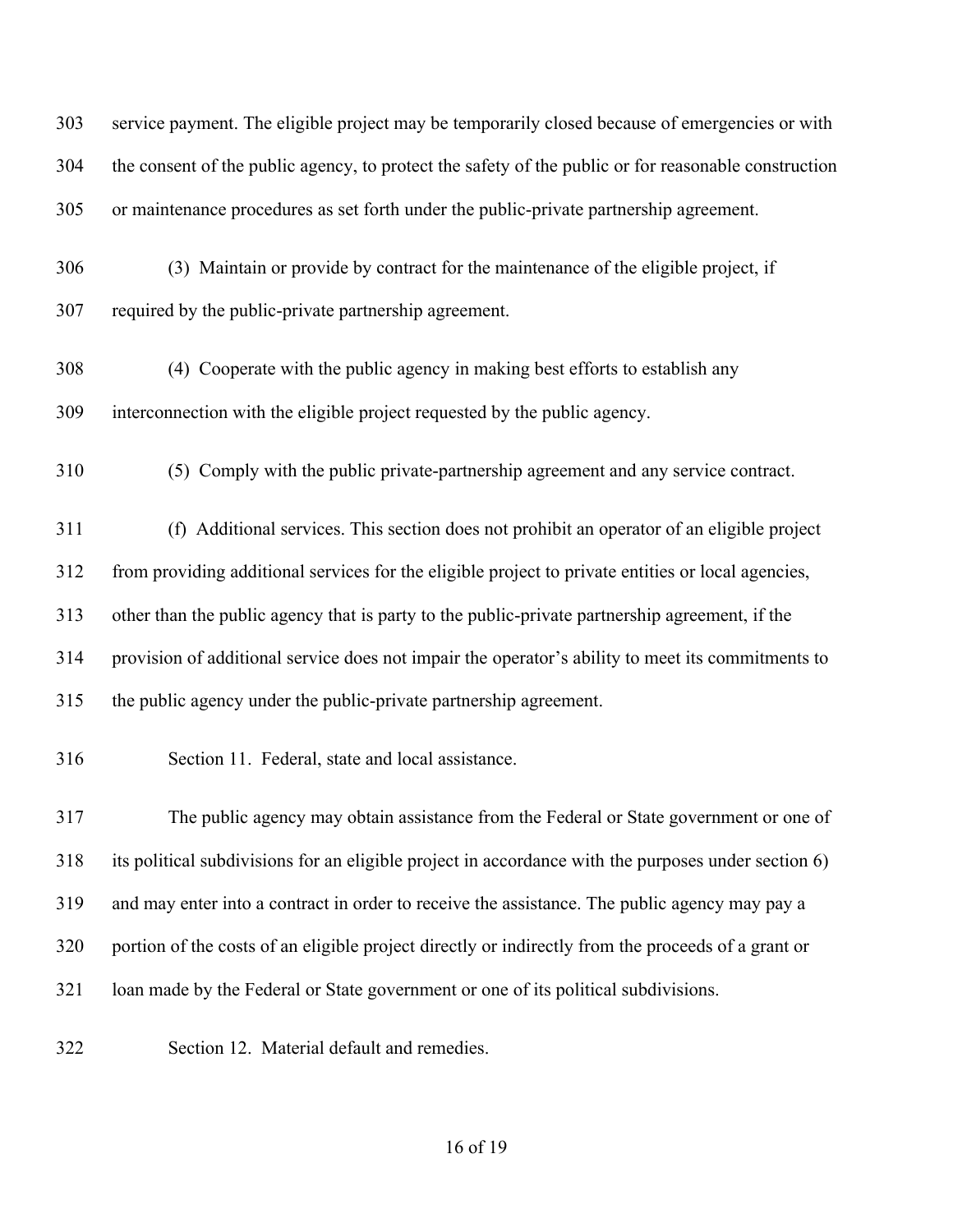service payment. The eligible project may be temporarily closed because of emergencies or with the consent of the public agency, to protect the safety of the public or for reasonable construction or maintenance procedures as set forth under the public-private partnership agreement.

(3) Maintain or provide by contract for the maintenance of the eligible project, if required by the public-private partnership agreement.

(4) Cooperate with the public agency in making best efforts to establish any interconnection with the eligible project requested by the public agency.

(5) Comply with the public private-partnership agreement and any service contract.

(f) Additional services. This section does not prohibit an operator of an eligible project from providing additional services for the eligible project to private entities or local agencies, other than the public agency that is party to the public-private partnership agreement, if the provision of additional service does not impair the operator's ability to meet its commitments to the public agency under the public-private partnership agreement.

Section 11. Federal, state and local assistance.

The public agency may obtain assistance from the Federal or State government or one of its political subdivisions for an eligible project in accordance with the purposes under section 6) and may enter into a contract in order to receive the assistance. The public agency may pay a portion of the costs of an eligible project directly or indirectly from the proceeds of a grant or loan made by the Federal or State government or one of its political subdivisions.

Section 12. Material default and remedies.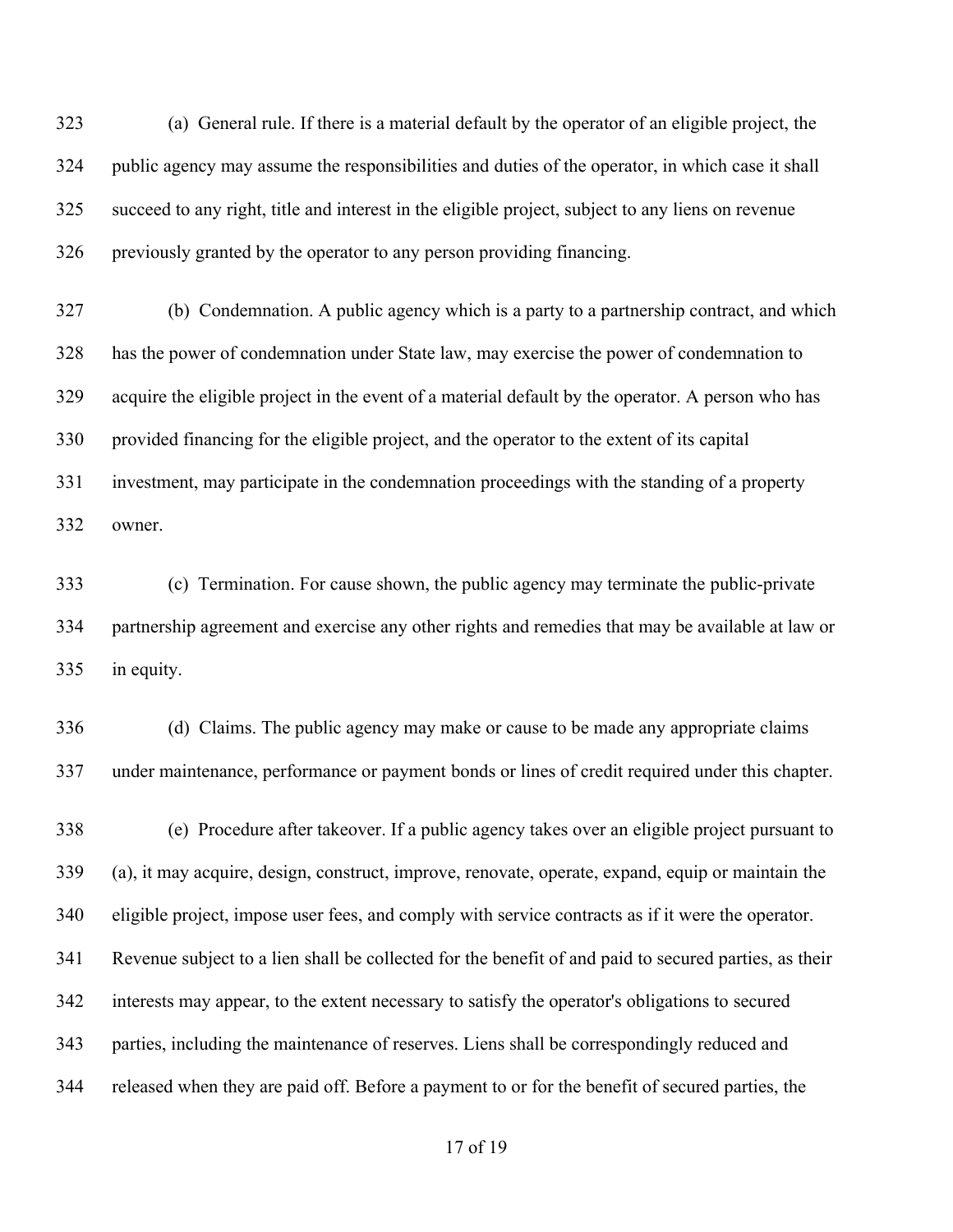(a) General rule. If there is a material default by the operator of an eligible project, the public agency may assume the responsibilities and duties of the operator, in which case it shall succeed to any right, title and interest in the eligible project, subject to any liens on revenue previously granted by the operator to any person providing financing.

(b) Condemnation. A public agency which is a party to a partnership contract, and which has the power of condemnation under State law, may exercise the power of condemnation to acquire the eligible project in the event of a material default by the operator. A person who has provided financing for the eligible project, and the operator to the extent of its capital investment, may participate in the condemnation proceedings with the standing of a property owner.

(c) Termination. For cause shown, the public agency may terminate the public-private partnership agreement and exercise any other rights and remedies that may be available at law or in equity.

(d) Claims. The public agency may make or cause to be made any appropriate claims under maintenance, performance or payment bonds or lines of credit required under this chapter.

(e) Procedure after takeover. If a public agency takes over an eligible project pursuant to (a), it may acquire, design, construct, improve, renovate, operate, expand, equip or maintain the eligible project, impose user fees, and comply with service contracts as if it were the operator. Revenue subject to a lien shall be collected for the benefit of and paid to secured parties, as their interests may appear, to the extent necessary to satisfy the operator's obligations to secured parties, including the maintenance of reserves. Liens shall be correspondingly reduced and released when they are paid off. Before a payment to or for the benefit of secured parties, the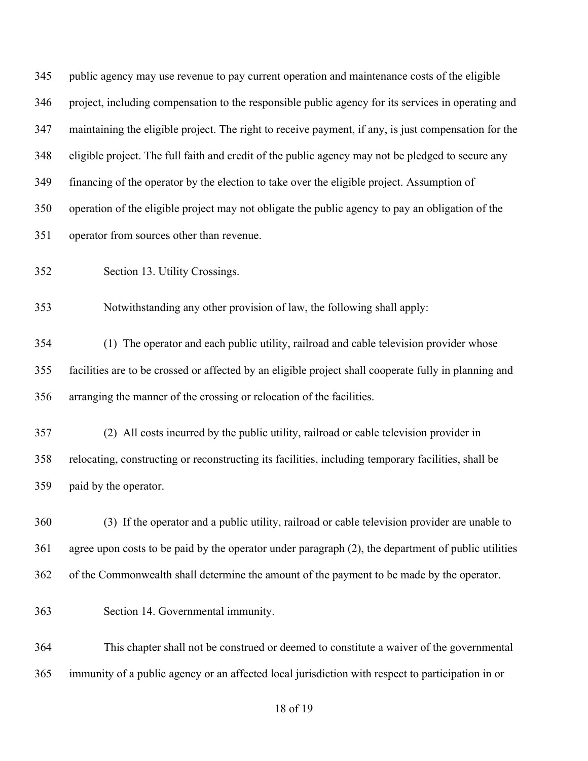public agency may use revenue to pay current operation and maintenance costs of the eligible project, including compensation to the responsible public agency for its services in operating and maintaining the eligible project. The right to receive payment, if any, is just compensation for the eligible project. The full faith and credit of the public agency may not be pledged to secure any financing of the operator by the election to take over the eligible project. Assumption of operation of the eligible project may not obligate the public agency to pay an obligation of the operator from sources other than revenue.

Section 13. Utility Crossings.

Notwithstanding any other provision of law, the following shall apply:

(1) The operator and each public utility, railroad and cable television provider whose facilities are to be crossed or affected by an eligible project shall cooperate fully in planning and arranging the manner of the crossing or relocation of the facilities.

(2) All costs incurred by the public utility, railroad or cable television provider in relocating, constructing or reconstructing its facilities, including temporary facilities, shall be paid by the operator.

(3) If the operator and a public utility, railroad or cable television provider are unable to agree upon costs to be paid by the operator under paragraph (2), the department of public utilities of the Commonwealth shall determine the amount of the payment to be made by the operator.

Section 14. Governmental immunity.

This chapter shall not be construed or deemed to constitute a waiver of the governmental immunity of a public agency or an affected local jurisdiction with respect to participation in or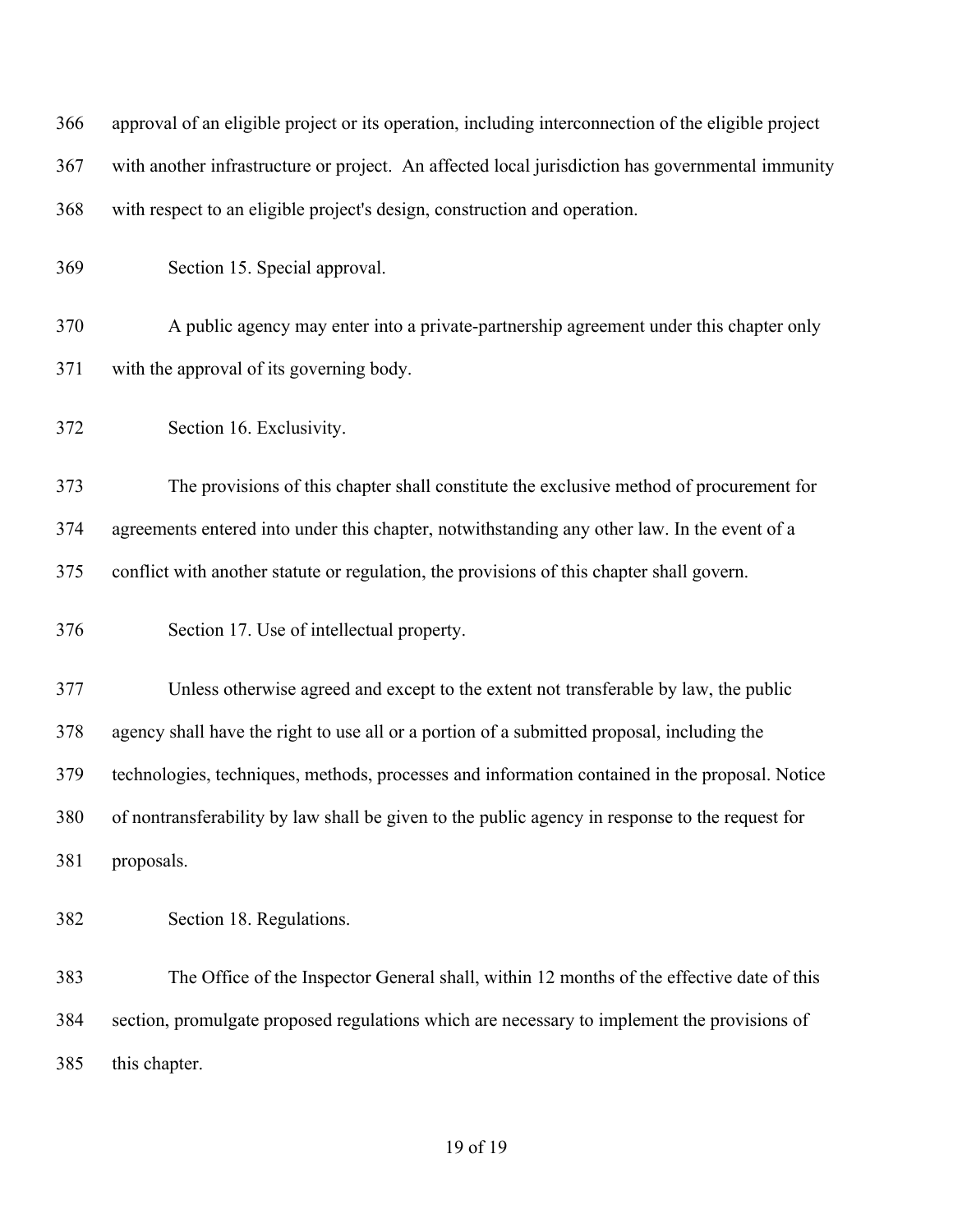approval of an eligible project or its operation, including interconnection of the eligible project with another infrastructure or project. An affected local jurisdiction has governmental immunity with respect to an eligible project's design, construction and operation.

Section 15. Special approval.

A public agency may enter into a private-partnership agreement under this chapter only with the approval of its governing body.

Section 16. Exclusivity.

The provisions of this chapter shall constitute the exclusive method of procurement for agreements entered into under this chapter, notwithstanding any other law. In the event of a conflict with another statute or regulation, the provisions of this chapter shall govern.

Section 17. Use of intellectual property.

Unless otherwise agreed and except to the extent not transferable by law, the public agency shall have the right to use all or a portion of a submitted proposal, including the technologies, techniques, methods, processes and information contained in the proposal. Notice of nontransferability by law shall be given to the public agency in response to the request for proposals.

Section 18. Regulations.

The Office of the Inspector General shall, within 12 months of the effective date of this section, promulgate proposed regulations which are necessary to implement the provisions of this chapter.